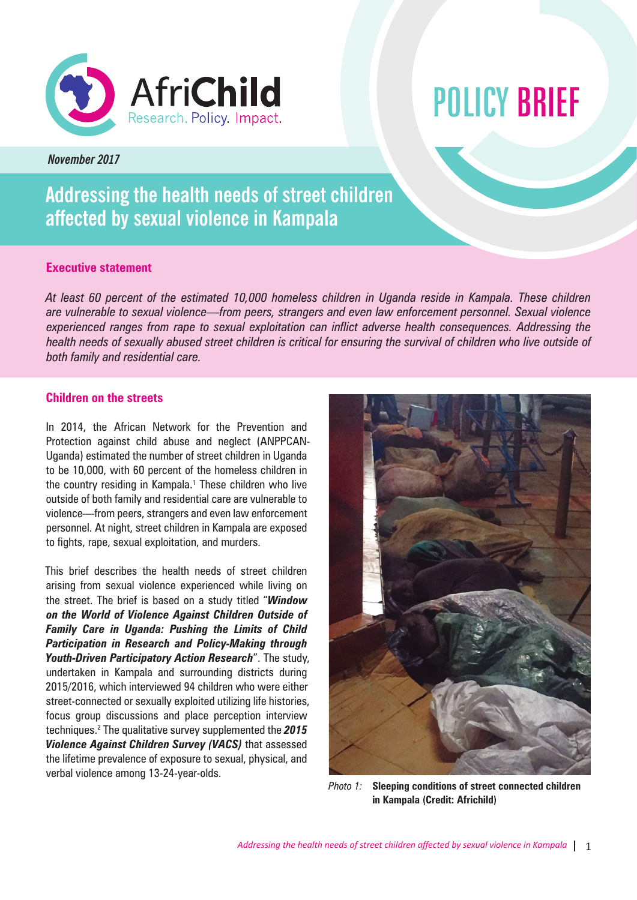AfriChild
Research. Policy. Impact.

# POLICY BRIEF

*November 2017*

# Addressing the health needs of street children affected by sexual violence in Kampala

## Executive statement

*At least 60 percent of the estimated 10,000 homeless children in Uganda reside in Kampala. These children are vulnerable to sexual violence—from peers, strangers and even law enforcement personnel. Sexual violence experienced ranges from rape to sexual exploitation can inflict adverse health consequences. Addressing the health needs of sexually abused street children is critical for ensuring the survival of children who live outside of both family and residential care.*

## Children on the streets

In 2014, the African Network for the Prevention and Protection against child abuse and neglect (ANPPCAN-Uganda) estimated the number of street children in Uganda to be 10,000, with 60 percent of the homeless children in the country residing in Kampala.[1] These children who live outside of both family and residential care are vulnerable to violence—from peers, strangers and even law enforcement personnel. At night, street children in Kampala are exposed to fights, rape, sexual exploitation, and murders.

This brief describes the health needs of street children arising from sexual violence experienced while living on the street. The brief is based on a study titled "***Window on the World of Violence Against Children Outside of Family Care in Uganda: Pushing the Limits of Child Participation in Research and Policy-Making through Youth-Driven Participatory Action Research***". The study, undertaken in Kampala and surrounding districts during 2015/2016, which interviewed 94 children who were either street-connected or sexually exploited utilizing life histories, focus group discussions and place perception interview techniques.[2] The qualitative survey supplemented the ***2015 Violence Against Children Survey (VACS)*** that assessed the lifetime prevalence of exposure to sexual, physical, and verbal violence among 13-24-year-olds.

*Photo 1:* **Sleeping conditions of street connected children in Kampala (Credit: Africhild)**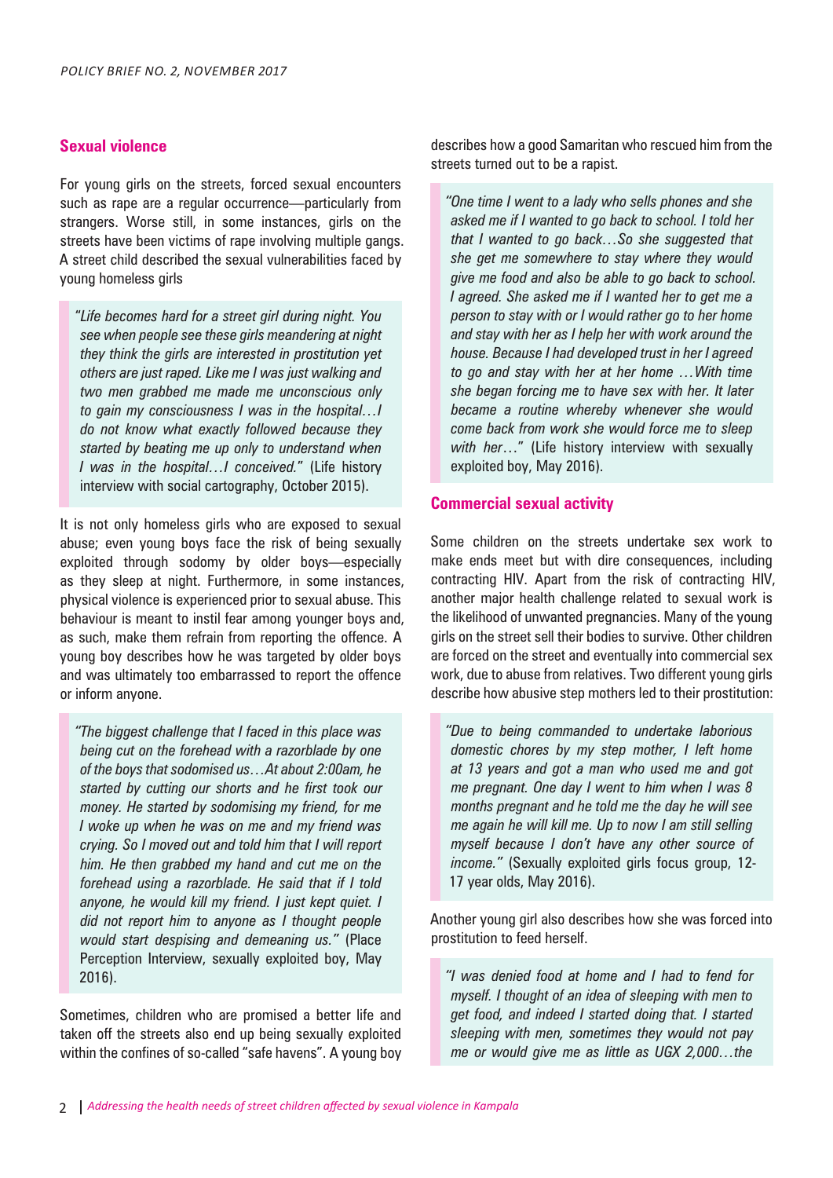## Sexual violence

For young girls on the streets, forced sexual encounters such as rape are a regular occurrence—particularly from strangers. Worse still, in some instances, girls on the streets have been victims of rape involving multiple gangs. A street child described the sexual vulnerabilities faced by young homeless girls

> *"Life becomes hard for a street girl during night. You see when people see these girls meandering at night they think the girls are interested in prostitution yet others are just raped. Like me I was just walking and two men grabbed me made me unconscious only to gain my consciousness I was in the hospital…I do not know what exactly followed because they started by beating me up only to understand when I was in the hospital…I conceived."* (Life history interview with social cartography, October 2015).

It is not only homeless girls who are exposed to sexual abuse; even young boys face the risk of being sexually exploited through sodomy by older boys—especially as they sleep at night. Furthermore, in some instances, physical violence is experienced prior to sexual abuse. This behaviour is meant to instil fear among younger boys and, as such, make them refrain from reporting the offence. A young boy describes how he was targeted by older boys and was ultimately too embarrassed to report the offence or inform anyone.

> *"The biggest challenge that I faced in this place was being cut on the forehead with a razorblade by one of the boys that sodomised us…At about 2:00am, he started by cutting our shorts and he first took our money. He started by sodomising my friend, for me I woke up when he was on me and my friend was crying. So I moved out and told him that I will report him. He then grabbed my hand and cut me on the forehead using a razorblade. He said that if I told anyone, he would kill my friend. I just kept quiet. I did not report him to anyone as I thought people would start despising and demeaning us."* (Place Perception Interview, sexually exploited boy, May 2016).

Sometimes, children who are promised a better life and taken off the streets also end up being sexually exploited within the confines of so-called "safe havens". A young boy describes how a good Samaritan who rescued him from the streets turned out to be a rapist.

> *"One time I went to a lady who sells phones and she asked me if I wanted to go back to school. I told her that I wanted to go back…So she suggested that she get me somewhere to stay where they would give me food and also be able to go back to school. I agreed. She asked me if I wanted her to get me a person to stay with or I would rather go to her home and stay with her as I help her with work around the house. Because I had developed trust in her I agreed to go and stay with her at her home …With time she began forcing me to have sex with her. It later became a routine whereby whenever she would come back from work she would force me to sleep with her…"* (Life history interview with sexually exploited boy, May 2016).

## Commercial sexual activity

Some children on the streets undertake sex work to make ends meet but with dire consequences, including contracting HIV. Apart from the risk of contracting HIV, another major health challenge related to sexual work is the likelihood of unwanted pregnancies. Many of the young girls on the street sell their bodies to survive. Other children are forced on the street and eventually into commercial sex work, due to abuse from relatives. Two different young girls describe how abusive step mothers led to their prostitution:

> *"Due to being commanded to undertake laborious domestic chores by my step mother, I left home at 13 years and got a man who used me and got me pregnant. One day I went to him when I was 8 months pregnant and he told me the day he will see me again he will kill me. Up to now I am still selling myself because I don't have any other source of income."* (Sexually exploited girls focus group, 12-17 year olds, May 2016).

Another young girl also describes how she was forced into prostitution to feed herself.

> *"I was denied food at home and I had to fend for myself. I thought of an idea of sleeping with men to get food, and indeed I started doing that. I started sleeping with men, sometimes they would not pay me or would give me as little as UGX 2,000…the*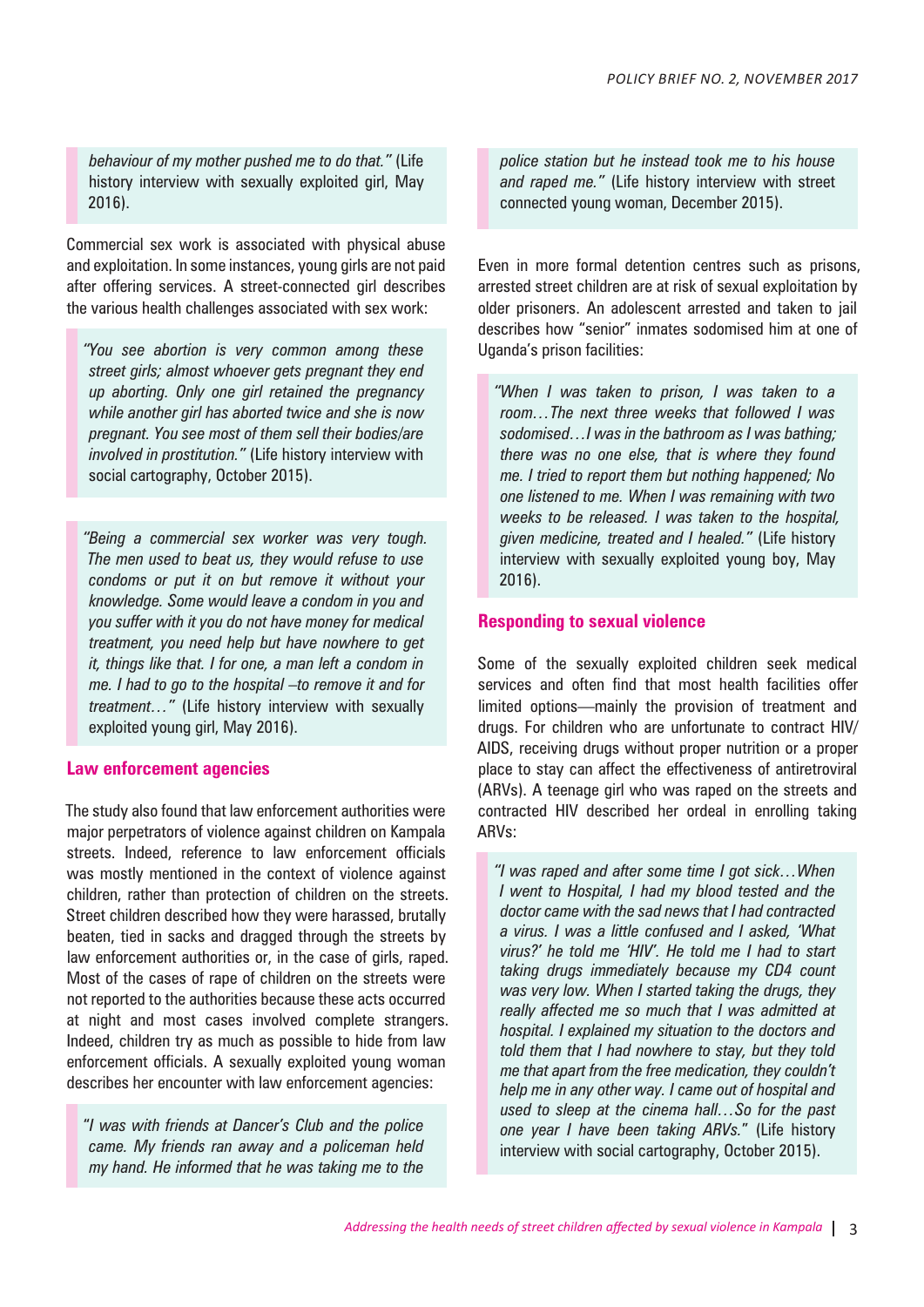*behaviour of my mother pushed me to do that."* (Life history interview with sexually exploited girl, May 2016).

Commercial sex work is associated with physical abuse and exploitation. In some instances, young girls are not paid after offering services. A street-connected girl describes the various health challenges associated with sex work:

> *"You see abortion is very common among these street girls; almost whoever gets pregnant they end up aborting. Only one girl retained the pregnancy while another girl has aborted twice and she is now pregnant. You see most of them sell their bodies/are involved in prostitution."* (Life history interview with social cartography, October 2015).

> *"Being a commercial sex worker was very tough. The men used to beat us, they would refuse to use condoms or put it on but remove it without your knowledge. Some would leave a condom in you and you suffer with it you do not have money for medical treatment, you need help but have nowhere to get it, things like that. I for one, a man left a condom in me. I had to go to the hospital –to remove it and for treatment…"* (Life history interview with sexually exploited young girl, May 2016).

### Law enforcement agencies

The study also found that law enforcement authorities were major perpetrators of violence against children on Kampala streets. Indeed, reference to law enforcement officials was mostly mentioned in the context of violence against children, rather than protection of children on the streets. Street children described how they were harassed, brutally beaten, tied in sacks and dragged through the streets by law enforcement authorities or, in the case of girls, raped. Most of the cases of rape of children on the streets were not reported to the authorities because these acts occurred at night and most cases involved complete strangers. Indeed, children try as much as possible to hide from law enforcement officials. A sexually exploited young woman describes her encounter with law enforcement agencies:

> *"I was with friends at Dancer's Club and the police came. My friends ran away and a policeman held my hand. He informed that he was taking me to the police station but he instead took me to his house and raped me."* (Life history interview with street connected young woman, December 2015).

Even in more formal detention centres such as prisons, arrested street children are at risk of sexual exploitation by older prisoners. An adolescent arrested and taken to jail describes how "senior" inmates sodomised him at one of Uganda's prison facilities:

> *"When I was taken to prison, I was taken to a room…The next three weeks that followed I was sodomised…I was in the bathroom as I was bathing; there was no one else, that is where they found me. I tried to report them but nothing happened; No one listened to me. When I was remaining with two weeks to be released. I was taken to the hospital, given medicine, treated and I healed."* (Life history interview with sexually exploited young boy, May 2016).

### Responding to sexual violence

Some of the sexually exploited children seek medical services and often find that most health facilities offer limited options—mainly the provision of treatment and drugs. For children who are unfortunate to contract HIV/AIDS, receiving drugs without proper nutrition or a proper place to stay can affect the effectiveness of antiretroviral (ARVs). A teenage girl who was raped on the streets and contracted HIV described her ordeal in enrolling taking ARVs:

> *"I was raped and after some time I got sick…When I went to Hospital, I had my blood tested and the doctor came with the sad news that I had contracted a virus. I was a little confused and I asked, 'What virus?' he told me 'HIV'. He told me I had to start taking drugs immediately because my CD4 count was very low. When I started taking the drugs, they really affected me so much that I was admitted at hospital. I explained my situation to the doctors and told them that I had nowhere to stay, but they told me that apart from the free medication, they couldn't help me in any other way. I came out of hospital and used to sleep at the cinema hall…So for the past one year I have been taking ARVs."* (Life history interview with social cartography, October 2015).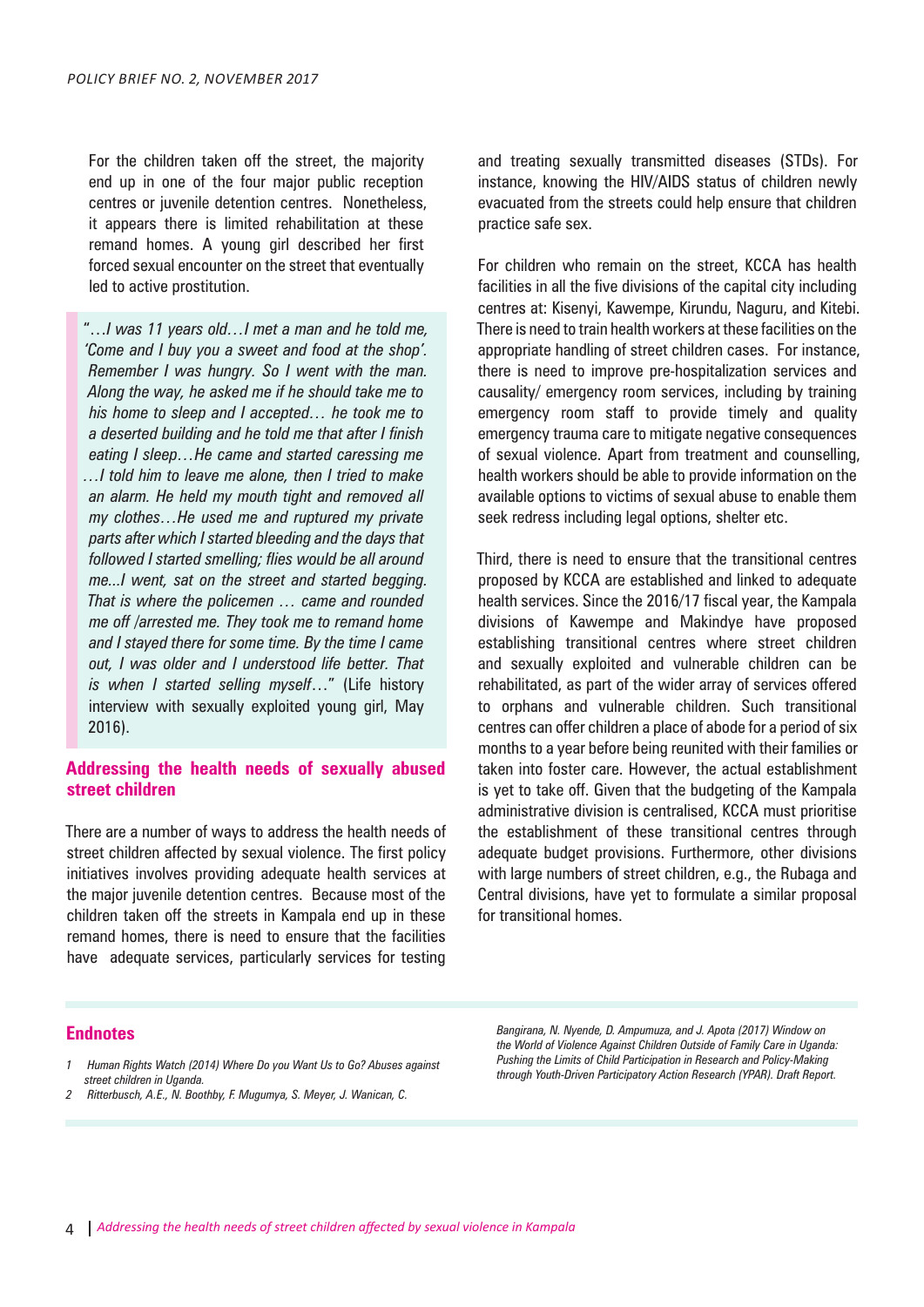For the children taken off the street, the majority end up in one of the four major public reception centres or juvenile detention centres. Nonetheless, it appears there is limited rehabilitation at these remand homes. A young girl described her first forced sexual encounter on the street that eventually led to active prostitution.

> "*…I was 11 years old…I met a man and he told me, 'Come and I buy you a sweet and food at the shop'. Remember I was hungry. So I went with the man. Along the way, he asked me if he should take me to his home to sleep and I accepted… he took me to a deserted building and he told me that after I finish eating I sleep…He came and started caressing me …I told him to leave me alone, then I tried to make an alarm. He held my mouth tight and removed all my clothes…He used me and ruptured my private parts after which I started bleeding and the days that followed I started smelling; flies would be all around me...I went, sat on the street and started begging. That is where the policemen … came and rounded me off /arrested me. They took me to remand home and I stayed there for some time. By the time I came out, I was older and I understood life better. That is when I started selling myself…*" (Life history interview with sexually exploited young girl, May 2016).

## Addressing the health needs of sexually abused street children

There are a number of ways to address the health needs of street children affected by sexual violence. The first policy initiatives involves providing adequate health services at the major juvenile detention centres. Because most of the children taken off the streets in Kampala end up in these remand homes, there is need to ensure that the facilities have adequate services, particularly services for testing and treating sexually transmitted diseases (STDs). For instance, knowing the HIV/AIDS status of children newly evacuated from the streets could help ensure that children practice safe sex.

For children who remain on the street, KCCA has health facilities in all the five divisions of the capital city including centres at: Kisenyi, Kawempe, Kirundu, Naguru, and Kitebi. There is need to train health workers at these facilities on the appropriate handling of street children cases. For instance, there is need to improve pre-hospitalization services and causality/ emergency room services, including by training emergency room staff to provide timely and quality emergency trauma care to mitigate negative consequences of sexual violence. Apart from treatment and counselling, health workers should be able to provide information on the available options to victims of sexual abuse to enable them seek redress including legal options, shelter etc.

Third, there is need to ensure that the transitional centres proposed by KCCA are established and linked to adequate health services. Since the 2016/17 fiscal year, the Kampala divisions of Kawempe and Makindye have proposed establishing transitional centres where street children and sexually exploited and vulnerable children can be rehabilitated, as part of the wider array of services offered to orphans and vulnerable children. Such transitional centres can offer children a place of abode for a period of six months to a year before being reunited with their families or taken into foster care. However, the actual establishment is yet to take off. Given that the budgeting of the Kampala administrative division is centralised, KCCA must prioritise the establishment of these transitional centres through adequate budget provisions. Furthermore, other divisions with large numbers of street children, e.g., the Rubaga and Central divisions, have yet to formulate a similar proposal for transitional homes.

## Endnotes

1. *Human Rights Watch (2014) Where Do you Want Us to Go? Abuses against street children in Uganda.*
2. *Ritterbusch, A.E., N. Boothby, F. Mugumya, S. Meyer, J. Wanican, C. Bangirana, N. Nyende, D. Ampumuza, and J. Apota (2017) Window on the World of Violence Against Children Outside of Family Care in Uganda: Pushing the Limits of Child Participation in Research and Policy-Making through Youth-Driven Participatory Action Research (YPAR). Draft Report.*